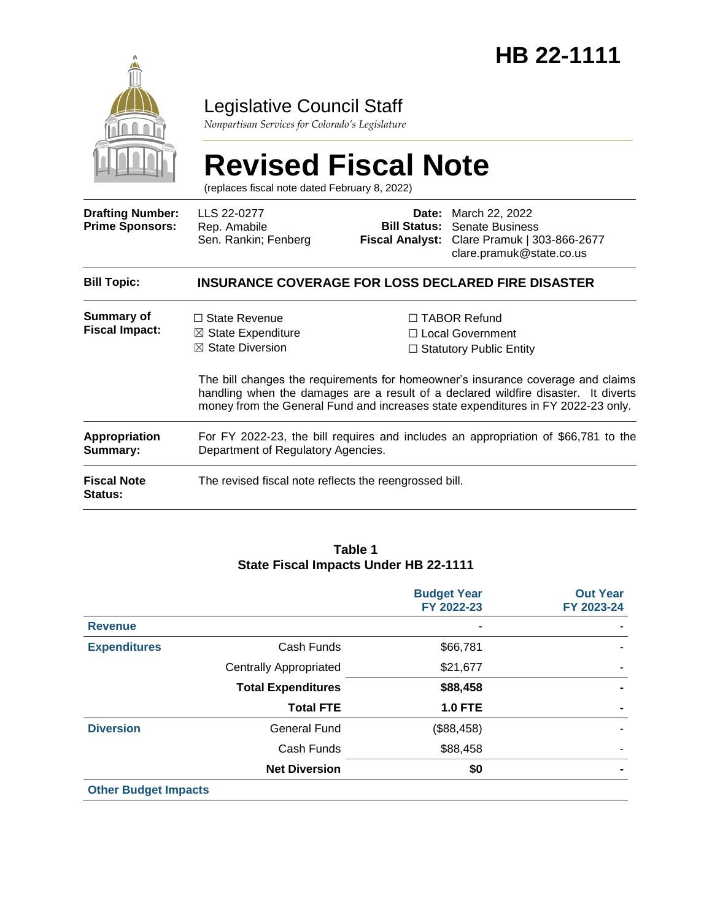# HB 22-1111

## Legislative Council Staff

*Nonpartisan Services for Colorado's Legislature*

# Revised Fiscal Note

(replaces fiscal note dated February 8, 2022)

| | | | |
|---|---|---|---|
| **Drafting Number:** | LLS 22-0277 | **Date:** | March 22, 2022 |
| **Prime Sponsors:** | Rep. Amabile<br>Sen. Rankin; Fenberg | **Bill Status:** | Senate Business |
| | | **Fiscal Analyst:** | Clare Pramuk \| 303-866-2677<br>clare.pramuk@state.co.us |

**Bill Topic:** **INSURANCE COVERAGE FOR LOSS DECLARED FIRE DISASTER**

**Summary of Fiscal Impact:**

☐ State Revenue
☒ State Expenditure
☒ State Diversion
☐ TABOR Refund
☐ Local Government
☐ Statutory Public Entity

The bill changes the requirements for homeowner's insurance coverage and claims handling when the damages are a result of a declared wildfire disaster. It diverts money from the General Fund and increases state expenditures in FY 2022-23 only.

**Appropriation Summary:** For FY 2022-23, the bill requires and includes an appropriation of $66,781 to the Department of Regulatory Agencies.

**Fiscal Note Status:** The revised fiscal note reflects the reengrossed bill.

**Table 1**
**State Fiscal Impacts Under HB 22-1111**

| | | Budget Year FY 2022-23 | Out Year FY 2023-24 |
|---|---|---|---|
| **Revenue** | | - | - |
| **Expenditures** | Cash Funds | $66,781 | - |
| | Centrally Appropriated | $21,677 | - |
| | **Total Expenditures** | **$88,458** | **-** |
| | **Total FTE** | **1.0 FTE** | **-** |
| **Diversion** | General Fund | ($88,458) | - |
| | Cash Funds | $88,458 | - |
| | **Net Diversion** | **$0** | **-** |
| **Other Budget Impacts** | | | |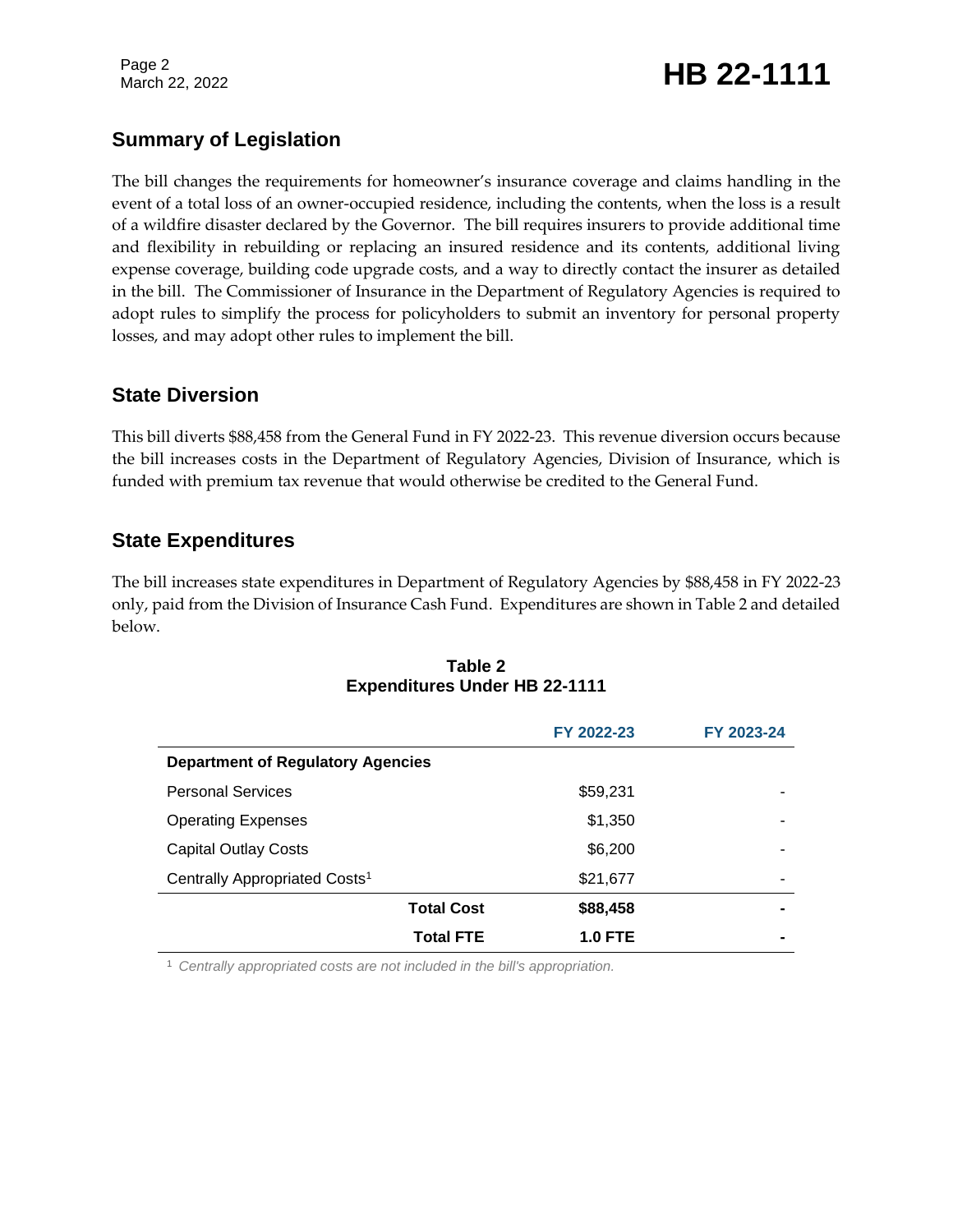## Summary of Legislation

The bill changes the requirements for homeowner's insurance coverage and claims handling in the event of a total loss of an owner-occupied residence, including the contents, when the loss is a result of a wildfire disaster declared by the Governor. The bill requires insurers to provide additional time and flexibility in rebuilding or replacing an insured residence and its contents, additional living expense coverage, building code upgrade costs, and a way to directly contact the insurer as detailed in the bill. The Commissioner of Insurance in the Department of Regulatory Agencies is required to adopt rules to simplify the process for policyholders to submit an inventory for personal property losses, and may adopt other rules to implement the bill.

## State Diversion

This bill diverts $88,458 from the General Fund in FY 2022-23. This revenue diversion occurs because the bill increases costs in the Department of Regulatory Agencies, Division of Insurance, which is funded with premium tax revenue that would otherwise be credited to the General Fund.

## State Expenditures

The bill increases state expenditures in Department of Regulatory Agencies by $88,458 in FY 2022-23 only, paid from the Division of Insurance Cash Fund. Expenditures are shown in Table 2 and detailed below.

**Table 2**
**Expenditures Under HB 22-1111**

| | FY 2022-23 | FY 2023-24 |
|---|---|---|
| **Department of Regulatory Agencies** | | |
| Personal Services | $59,231 | - |
| Operating Expenses | $1,350 | - |
| Capital Outlay Costs | $6,200 | - |
| Centrally Appropriated Costs[1] | $21,677 | - |
| **Total Cost** | **$88,458** | **-** |
| **Total FTE** | **1.0 FTE** | **-** |

[1] *Centrally appropriated costs are not included in the bill's appropriation.*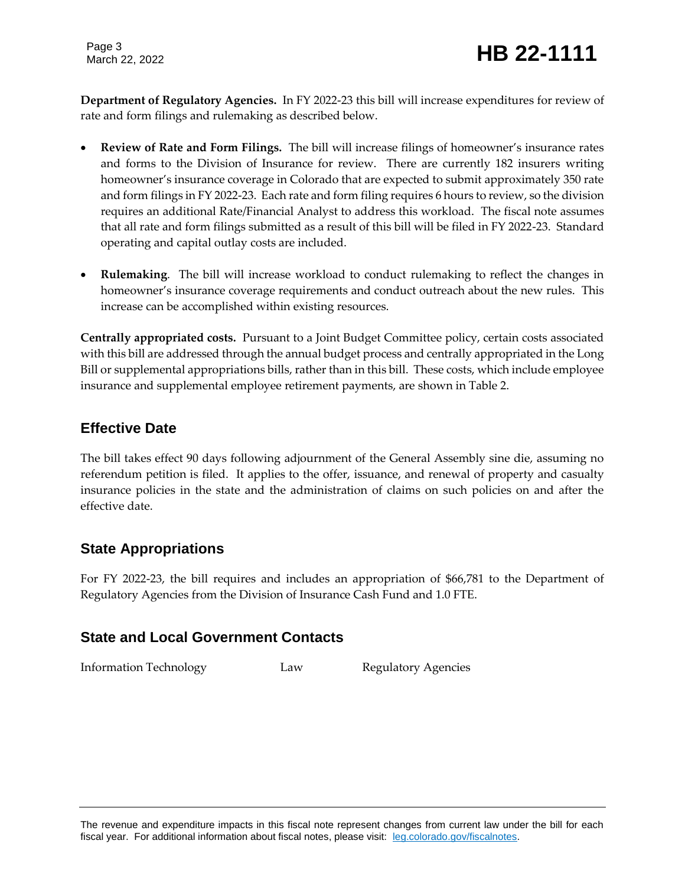**Department of Regulatory Agencies.** In FY 2022-23 this bill will increase expenditures for review of rate and form filings and rulemaking as described below.

- **Review of Rate and Form Filings.** The bill will increase filings of homeowner's insurance rates and forms to the Division of Insurance for review. There are currently 182 insurers writing homeowner's insurance coverage in Colorado that are expected to submit approximately 350 rate and form filings in FY 2022-23. Each rate and form filing requires 6 hours to review, so the division requires an additional Rate/Financial Analyst to address this workload. The fiscal note assumes that all rate and form filings submitted as a result of this bill will be filed in FY 2022-23. Standard operating and capital outlay costs are included.

- **Rulemaking**. The bill will increase workload to conduct rulemaking to reflect the changes in homeowner's insurance coverage requirements and conduct outreach about the new rules. This increase can be accomplished within existing resources.

**Centrally appropriated costs.** Pursuant to a Joint Budget Committee policy, certain costs associated with this bill are addressed through the annual budget process and centrally appropriated in the Long Bill or supplemental appropriations bills, rather than in this bill. These costs, which include employee insurance and supplemental employee retirement payments, are shown in Table 2.

## Effective Date

The bill takes effect 90 days following adjournment of the General Assembly sine die, assuming no referendum petition is filed. It applies to the offer, issuance, and renewal of property and casualty insurance policies in the state and the administration of claims on such policies on and after the effective date.

## State Appropriations

For FY 2022-23, the bill requires and includes an appropriation of $66,781 to the Department of Regulatory Agencies from the Division of Insurance Cash Fund and 1.0 FTE.

## State and Local Government Contacts

Information Technology    Law    Regulatory Agencies

The revenue and expenditure impacts in this fiscal note represent changes from current law under the bill for each fiscal year. For additional information about fiscal notes, please visit: leg.colorado.gov/fiscalnotes.